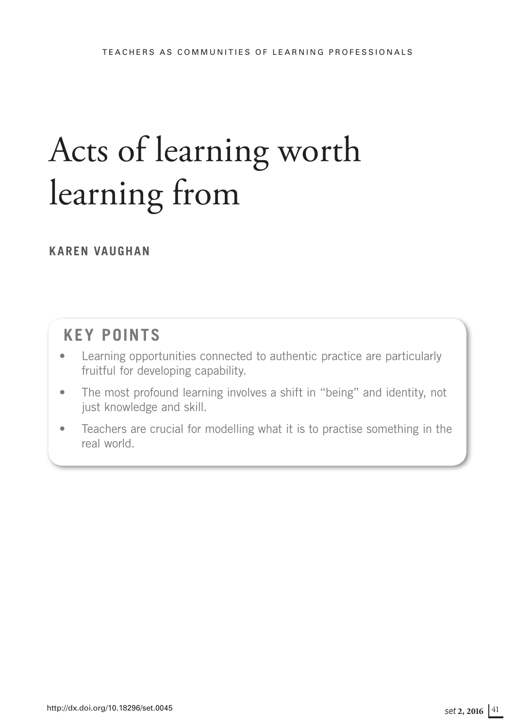# Acts of learning worth learning from

**KAREN VAUGHAN**

## KEY POINTS

- Learning opportunities connected to authentic practice are particularly fruitful for developing capability.
- The most profound learning involves a shift in "being" and identity, not just knowledge and skill.
- Teachers are crucial for modelling what it is to practise something in the real world.

http://dx.doi.org/10.18296/set.0045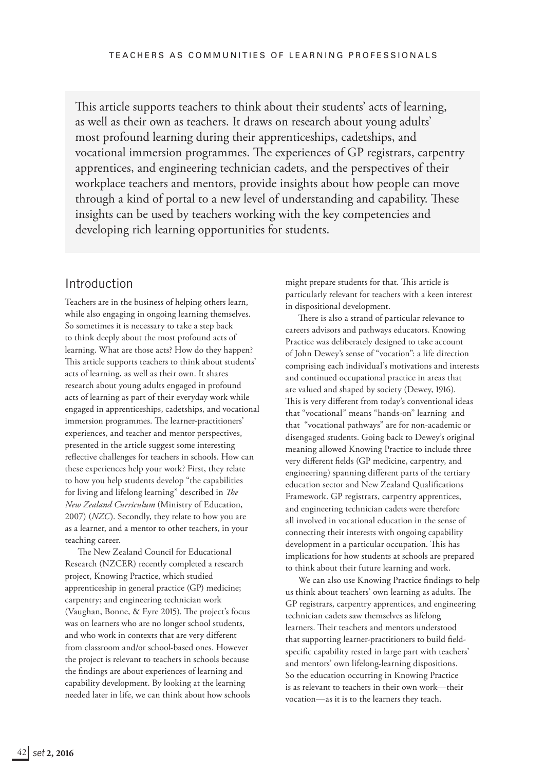This article supports teachers to think about their students' acts of learning, as well as their own as teachers. It draws on research about young adults' most profound learning during their apprenticeships, cadetships, and vocational immersion programmes. The experiences of GP registrars, carpentry apprentices, and engineering technician cadets, and the perspectives of their workplace teachers and mentors, provide insights about how people can move through a kind of portal to a new level of understanding and capability. These insights can be used by teachers working with the key competencies and developing rich learning opportunities for students.

## Introduction

Teachers are in the business of helping others learn, while also engaging in ongoing learning themselves. So sometimes it is necessary to take a step back to think deeply about the most profound acts of learning. What are those acts? How do they happen? This article supports teachers to think about students' acts of learning, as well as their own. It shares research about young adults engaged in profound acts of learning as part of their everyday work while engaged in apprenticeships, cadetships, and vocational immersion programmes. The learner-practitioners' experiences, and teacher and mentor perspectives, presented in the article suggest some interesting reflective challenges for teachers in schools. How can these experiences help your work? First, they relate to how you help students develop "the capabilities for living and lifelong learning" described in *The New Zealand Curriculum* (Ministry of Education, 2007) (*NZC*). Secondly, they relate to how you are as a learner, and a mentor to other teachers, in your teaching career.

The New Zealand Council for Educational Research (NZCER) recently completed a research project, Knowing Practice, which studied apprenticeship in general practice (GP) medicine; carpentry; and engineering technician work (Vaughan, Bonne, & Eyre 2015). The project's focus was on learners who are no longer school students, and who work in contexts that are very different from classroom and/or school-based ones. However the project is relevant to teachers in schools because the findings are about experiences of learning and capability development. By looking at the learning needed later in life, we can think about how schools might prepare students for that. This article is particularly relevant for teachers with a keen interest in dispositional development.

There is also a strand of particular relevance to careers advisors and pathways educators. Knowing Practice was deliberately designed to take account of John Dewey's sense of "vocation": a life direction comprising each individual's motivations and interests and continued occupational practice in areas that are valued and shaped by society (Dewey, 1916). This is very different from today's conventional ideas that "vocational" means "hands-on" learning and that "vocational pathways" are for non-academic or disengaged students. Going back to Dewey's original meaning allowed Knowing Practice to include three very different fields (GP medicine, carpentry, and engineering) spanning different parts of the tertiary education sector and New Zealand Qualifications Framework. GP registrars, carpentry apprentices, and engineering technician cadets were therefore all involved in vocational education in the sense of connecting their interests with ongoing capability development in a particular occupation. This has implications for how students at schools are prepared to think about their future learning and work.

We can also use Knowing Practice findings to help us think about teachers' own learning as adults. The GP registrars, carpentry apprentices, and engineering technician cadets saw themselves as lifelong learners. Their teachers and mentors understood that supporting learner-practitioners to build field-specific capability rested in large part with teachers' and mentors' own lifelong-learning dispositions. So the education occurring in Knowing Practice is as relevant to teachers in their own work—their vocation—as it is to the learners they teach.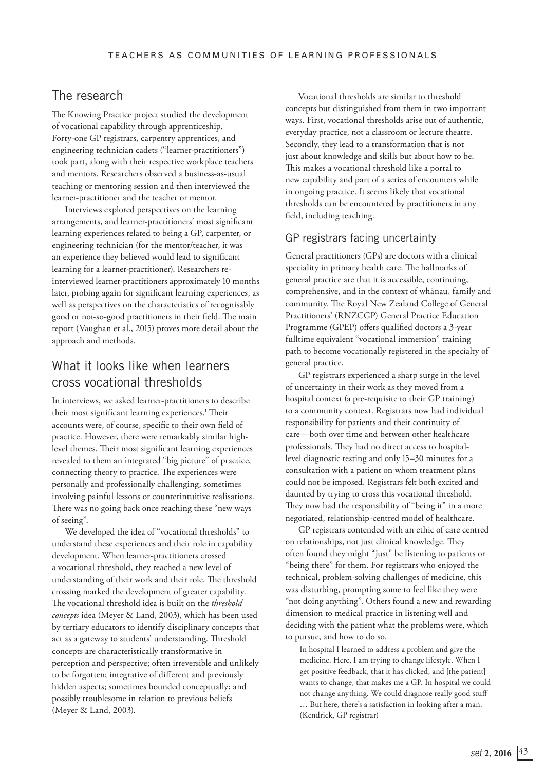## The research

The Knowing Practice project studied the development of vocational capability through apprenticeship. Forty-one GP registrars, carpentry apprentices, and engineering technician cadets ("learner-practitioners") took part, along with their respective workplace teachers and mentors. Researchers observed a business-as-usual teaching or mentoring session and then interviewed the learner-practitioner and the teacher or mentor.

Interviews explored perspectives on the learning arrangements, and learner-practitioners' most significant learning experiences related to being a GP, carpenter, or engineering technician (for the mentor/teacher, it was an experience they believed would lead to significant learning for a learner-practitioner). Researchers re-interviewed learner-practitioners approximately 10 months later, probing again for significant learning experiences, as well as perspectives on the characteristics of recognisably good or not-so-good practitioners in their field. The main report (Vaughan et al., 2015) proves more detail about the approach and methods.

## What it looks like when learners cross vocational thresholds

In interviews, we asked learner-practitioners to describe their most significant learning experiences.[1] Their accounts were, of course, specific to their own field of practice. However, there were remarkably similar high-level themes. Their most significant learning experiences revealed to them an integrated "big picture" of practice, connecting theory to practice. The experiences were personally and professionally challenging, sometimes involving painful lessons or counterintuitive realisations. There was no going back once reaching these "new ways of seeing".

We developed the idea of "vocational thresholds" to understand these experiences and their role in capability development. When learner-practitioners crossed a vocational threshold, they reached a new level of understanding of their work and their role. The threshold crossing marked the development of greater capability. The vocational threshold idea is built on the *threshold concepts* idea (Meyer & Land, 2003), which has been used by tertiary educators to identify disciplinary concepts that act as a gateway to students' understanding. Threshold concepts are characteristically transformative in perception and perspective; often irreversible and unlikely to be forgotten; integrative of different and previously hidden aspects; sometimes bounded conceptually; and possibly troublesome in relation to previous beliefs (Meyer & Land, 2003).

Vocational thresholds are similar to threshold concepts but distinguished from them in two important ways. First, vocational thresholds arise out of authentic, everyday practice, not a classroom or lecture theatre. Secondly, they lead to a transformation that is not just about knowledge and skills but about how to be. This makes a vocational threshold like a portal to new capability and part of a series of encounters while in ongoing practice. It seems likely that vocational thresholds can be encountered by practitioners in any field, including teaching.

### GP registrars facing uncertainty

General practitioners (GPs) are doctors with a clinical speciality in primary health care. The hallmarks of general practice are that it is accessible, continuing, comprehensive, and in the context of whānau, family and community. The Royal New Zealand College of General Practitioners' (RNZCGP) General Practice Education Programme (GPEP) offers qualified doctors a 3-year fulltime equivalent "vocational immersion" training path to become vocationally registered in the specialty of general practice.

GP registrars experienced a sharp surge in the level of uncertainty in their work as they moved from a hospital context (a pre-requisite to their GP training) to a community context. Registrars now had individual responsibility for patients and their continuity of care—both over time and between other healthcare professionals. They had no direct access to hospital-level diagnostic testing and only 15–30 minutes for a consultation with a patient on whom treatment plans could not be imposed. Registrars felt both excited and daunted by trying to cross this vocational threshold. They now had the responsibility of "being it" in a more negotiated, relationship-centred model of healthcare.

GP registrars contended with an ethic of care centred on relationships, not just clinical knowledge. They often found they might "just" be listening to patients or "being there" for them. For registrars who enjoyed the technical, problem-solving challenges of medicine, this was disturbing, prompting some to feel like they were "not doing anything". Others found a new and rewarding dimension to medical practice in listening well and deciding with the patient what the problems were, which to pursue, and how to do so.

> In hospital I learned to address a problem and give the medicine. Here, I am trying to change lifestyle. When I get positive feedback, that it has clicked, and [the patient] wants to change, that makes me a GP. In hospital we could not change anything. We could diagnose really good stuff … But here, there's a satisfaction in looking after a man. (Kendrick, GP registrar)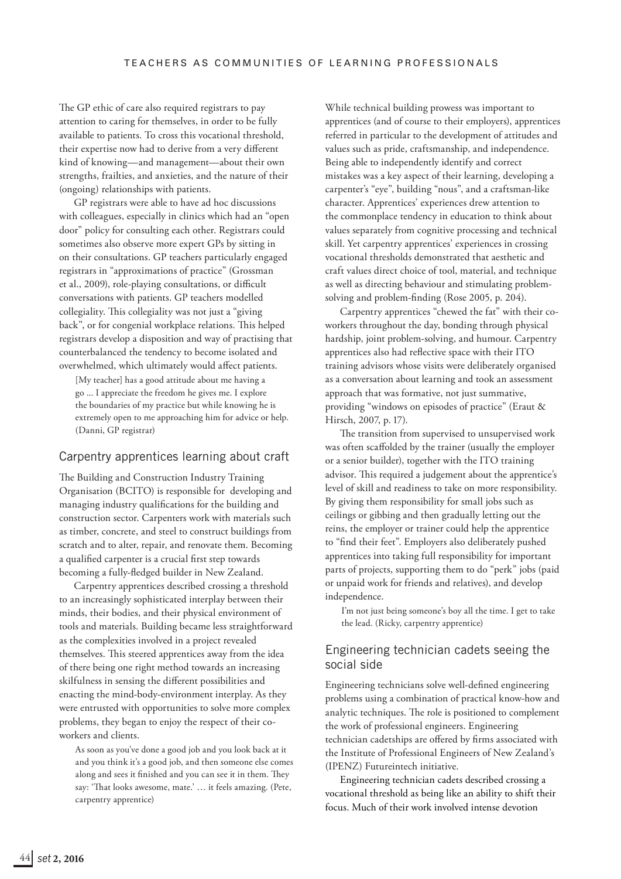The GP ethic of care also required registrars to pay attention to caring for themselves, in order to be fully available to patients. To cross this vocational threshold, their expertise now had to derive from a very different kind of knowing—and management—about their own strengths, frailties, and anxieties, and the nature of their (ongoing) relationships with patients.

GP registrars were able to have ad hoc discussions with colleagues, especially in clinics which had an "open door" policy for consulting each other. Registrars could sometimes also observe more expert GPs by sitting in on their consultations. GP teachers particularly engaged registrars in "approximations of practice" (Grossman et al., 2009), role-playing consultations, or difficult conversations with patients. GP teachers modelled collegiality. This collegiality was not just a "giving back", or for congenial workplace relations. This helped registrars develop a disposition and way of practising that counterbalanced the tendency to become isolated and overwhelmed, which ultimately would affect patients.

> [My teacher] has a good attitude about me having a go ... I appreciate the freedom he gives me. I explore the boundaries of my practice but while knowing he is extremely open to me approaching him for advice or help. (Danni, GP registrar)

## Carpentry apprentices learning about craft

The Building and Construction Industry Training Organisation (BCITO) is responsible for developing and managing industry qualifications for the building and construction sector. Carpenters work with materials such as timber, concrete, and steel to construct buildings from scratch and to alter, repair, and renovate them. Becoming a qualified carpenter is a crucial first step towards becoming a fully-fledged builder in New Zealand.

Carpentry apprentices described crossing a threshold to an increasingly sophisticated interplay between their minds, their bodies, and their physical environment of tools and materials. Building became less straightforward as the complexities involved in a project revealed themselves. This steered apprentices away from the idea of there being one right method towards an increasing skilfulness in sensing the different possibilities and enacting the mind-body-environment interplay. As they were entrusted with opportunities to solve more complex problems, they began to enjoy the respect of their co-workers and clients.

> As soon as you've done a good job and you look back at it and you think it's a good job, and then someone else comes along and sees it finished and you can see it in them. They say: 'That looks awesome, mate.' … it feels amazing. (Pete, carpentry apprentice)

While technical building prowess was important to apprentices (and of course to their employers), apprentices referred in particular to the development of attitudes and values such as pride, craftsmanship, and independence. Being able to independently identify and correct mistakes was a key aspect of their learning, developing a carpenter's "eye", building "nous", and a craftsman-like character. Apprentices' experiences drew attention to the commonplace tendency in education to think about values separately from cognitive processing and technical skill. Yet carpentry apprentices' experiences in crossing vocational thresholds demonstrated that aesthetic and craft values direct choice of tool, material, and technique as well as directing behaviour and stimulating problem-solving and problem-finding (Rose 2005, p. 204).

Carpentry apprentices "chewed the fat" with their co-workers throughout the day, bonding through physical hardship, joint problem-solving, and humour. Carpentry apprentices also had reflective space with their ITO training advisors whose visits were deliberately organised as a conversation about learning and took an assessment approach that was formative, not just summative, providing "windows on episodes of practice" (Eraut & Hirsch, 2007, p. 17).

The transition from supervised to unsupervised work was often scaffolded by the trainer (usually the employer or a senior builder), together with the ITO training advisor. This required a judgement about the apprentice's level of skill and readiness to take on more responsibility. By giving them responsibility for small jobs such as ceilings or gibbing and then gradually letting out the reins, the employer or trainer could help the apprentice to "find their feet". Employers also deliberately pushed apprentices into taking full responsibility for important parts of projects, supporting them to do "perk" jobs (paid or unpaid work for friends and relatives), and develop independence.

> I'm not just being someone's boy all the time. I get to take the lead. (Ricky, carpentry apprentice)

## Engineering technician cadets seeing the social side

Engineering technicians solve well-defined engineering problems using a combination of practical know-how and analytic techniques. The role is positioned to complement the work of professional engineers. Engineering technician cadetships are offered by firms associated with the Institute of Professional Engineers of New Zealand's (IPENZ) Futureintech initiative.

Engineering technician cadets described crossing a vocational threshold as being like an ability to shift their focus. Much of their work involved intense devotion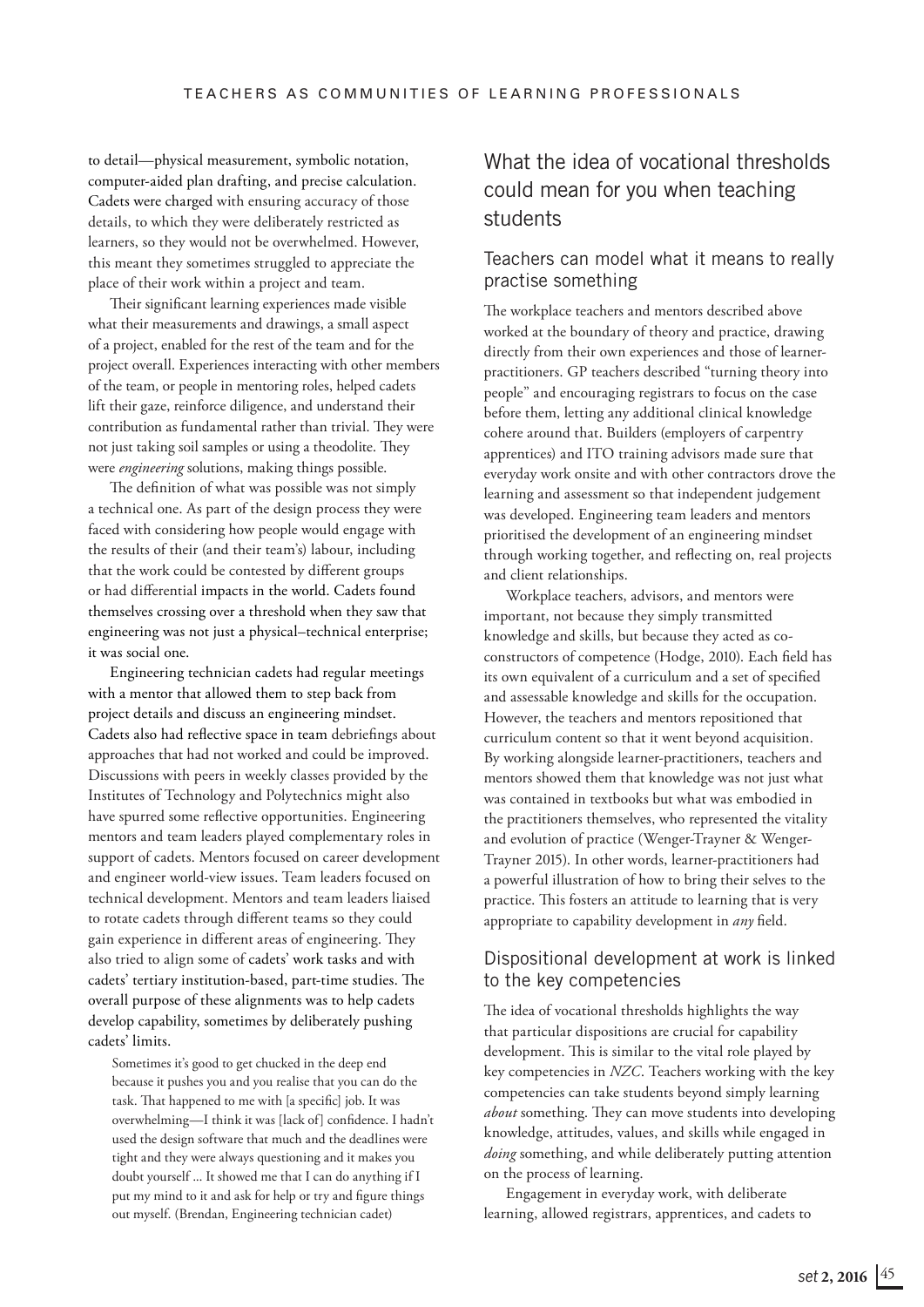to detail—physical measurement, symbolic notation, computer-aided plan drafting, and precise calculation. Cadets were charged with ensuring accuracy of those details, to which they were deliberately restricted as learners, so they would not be overwhelmed. However, this meant they sometimes struggled to appreciate the place of their work within a project and team.

Their significant learning experiences made visible what their measurements and drawings, a small aspect of a project, enabled for the rest of the team and for the project overall. Experiences interacting with other members of the team, or people in mentoring roles, helped cadets lift their gaze, reinforce diligence, and understand their contribution as fundamental rather than trivial. They were not just taking soil samples or using a theodolite. They were *engineering* solutions, making things possible.

The definition of what was possible was not simply a technical one. As part of the design process they were faced with considering how people would engage with the results of their (and their team's) labour, including that the work could be contested by different groups or had differential impacts in the world. Cadets found themselves crossing over a threshold when they saw that engineering was not just a physical–technical enterprise; it was social one.

Engineering technician cadets had regular meetings with a mentor that allowed them to step back from project details and discuss an engineering mindset. Cadets also had reflective space in team debriefings about approaches that had not worked and could be improved. Discussions with peers in weekly classes provided by the Institutes of Technology and Polytechnics might also have spurred some reflective opportunities. Engineering mentors and team leaders played complementary roles in support of cadets. Mentors focused on career development and engineer world-view issues. Team leaders focused on technical development. Mentors and team leaders liaised to rotate cadets through different teams so they could gain experience in different areas of engineering. They also tried to align some of cadets' work tasks and with cadets' tertiary institution-based, part-time studies. The overall purpose of these alignments was to help cadets develop capability, sometimes by deliberately pushing cadets' limits.

> Sometimes it's good to get chucked in the deep end because it pushes you and you realise that you can do the task. That happened to me with [a specific] job. It was overwhelming—I think it was [lack of] confidence. I hadn't used the design software that much and the deadlines were tight and they were always questioning and it makes you doubt yourself ... It showed me that I can do anything if I put my mind to it and ask for help or try and figure things out myself. (Brendan, Engineering technician cadet)

## What the idea of vocational thresholds could mean for you when teaching students

### Teachers can model what it means to really practise something

The workplace teachers and mentors described above worked at the boundary of theory and practice, drawing directly from their own experiences and those of learner-practitioners. GP teachers described "turning theory into people" and encouraging registrars to focus on the case before them, letting any additional clinical knowledge cohere around that. Builders (employers of carpentry apprentices) and ITO training advisors made sure that everyday work onsite and with other contractors drove the learning and assessment so that independent judgement was developed. Engineering team leaders and mentors prioritised the development of an engineering mindset through working together, and reflecting on, real projects and client relationships.

Workplace teachers, advisors, and mentors were important, not because they simply transmitted knowledge and skills, but because they acted as co-constructors of competence (Hodge, 2010). Each field has its own equivalent of a curriculum and a set of specified and assessable knowledge and skills for the occupation. However, the teachers and mentors repositioned that curriculum content so that it went beyond acquisition. By working alongside learner-practitioners, teachers and mentors showed them that knowledge was not just what was contained in textbooks but what was embodied in the practitioners themselves, who represented the vitality and evolution of practice (Wenger-Trayner & Wenger-Trayner 2015). In other words, learner-practitioners had a powerful illustration of how to bring their selves to the practice. This fosters an attitude to learning that is very appropriate to capability development in *any* field.

### Dispositional development at work is linked to the key competencies

The idea of vocational thresholds highlights the way that particular dispositions are crucial for capability development. This is similar to the vital role played by key competencies in *NZC*. Teachers working with the key competencies can take students beyond simply learning *about* something. They can move students into developing knowledge, attitudes, values, and skills while engaged in *doing* something, and while deliberately putting attention on the process of learning.

Engagement in everyday work, with deliberate learning, allowed registrars, apprentices, and cadets to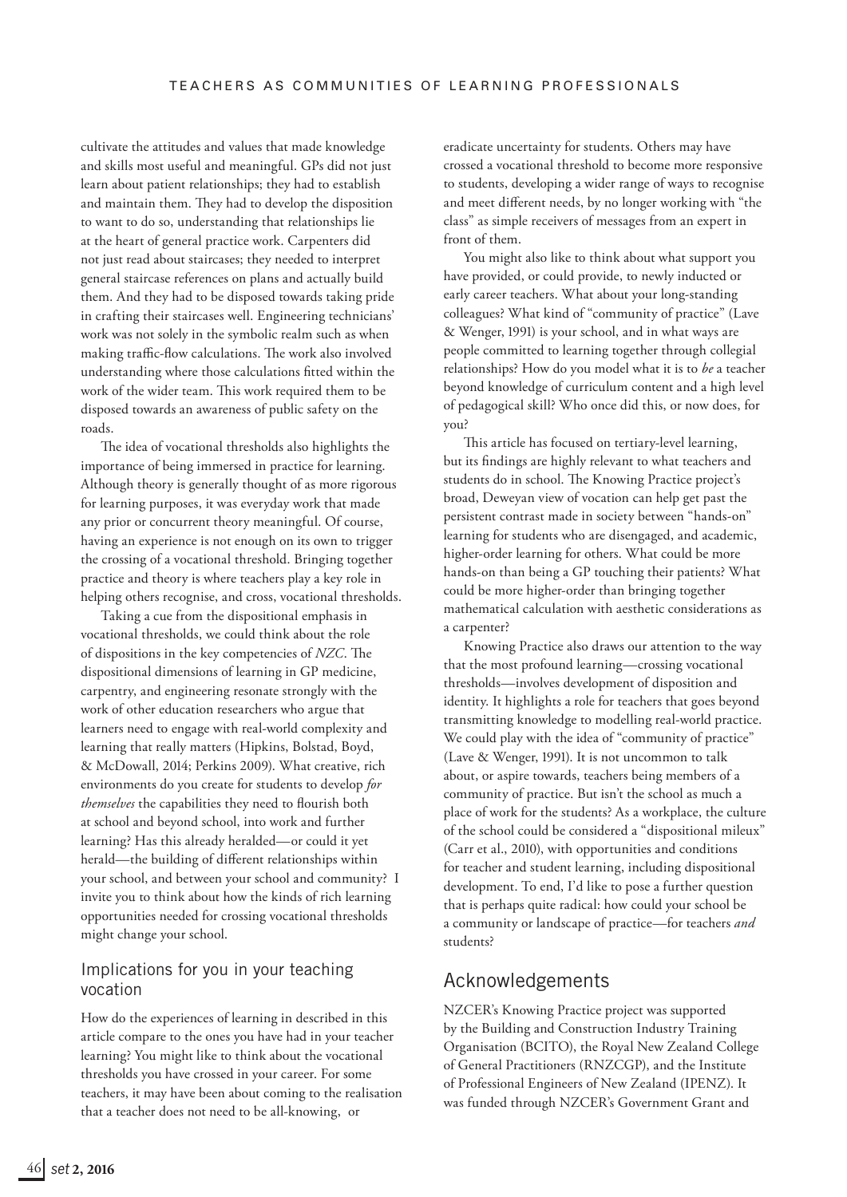cultivate the attitudes and values that made knowledge and skills most useful and meaningful. GPs did not just learn about patient relationships; they had to establish and maintain them. They had to develop the disposition to want to do so, understanding that relationships lie at the heart of general practice work. Carpenters did not just read about staircases; they needed to interpret general staircase references on plans and actually build them. And they had to be disposed towards taking pride in crafting their staircases well. Engineering technicians' work was not solely in the symbolic realm such as when making traffic-flow calculations. The work also involved understanding where those calculations fitted within the work of the wider team. This work required them to be disposed towards an awareness of public safety on the roads.

The idea of vocational thresholds also highlights the importance of being immersed in practice for learning. Although theory is generally thought of as more rigorous for learning purposes, it was everyday work that made any prior or concurrent theory meaningful. Of course, having an experience is not enough on its own to trigger the crossing of a vocational threshold. Bringing together practice and theory is where teachers play a key role in helping others recognise, and cross, vocational thresholds.

Taking a cue from the dispositional emphasis in vocational thresholds, we could think about the role of dispositions in the key competencies of *NZC*. The dispositional dimensions of learning in GP medicine, carpentry, and engineering resonate strongly with the work of other education researchers who argue that learners need to engage with real-world complexity and learning that really matters (Hipkins, Bolstad, Boyd, & McDowall, 2014; Perkins 2009). What creative, rich environments do you create for students to develop *for themselves* the capabilities they need to flourish both at school and beyond school, into work and further learning? Has this already heralded—or could it yet herald—the building of different relationships within your school, and between your school and community? I invite you to think about how the kinds of rich learning opportunities needed for crossing vocational thresholds might change your school.

## Implications for you in your teaching vocation

How do the experiences of learning in described in this article compare to the ones you have had in your teacher learning? You might like to think about the vocational thresholds you have crossed in your career. For some teachers, it may have been about coming to the realisation that a teacher does not need to be all-knowing, or eradicate uncertainty for students. Others may have crossed a vocational threshold to become more responsive to students, developing a wider range of ways to recognise and meet different needs, by no longer working with "the class" as simple receivers of messages from an expert in front of them.

You might also like to think about what support you have provided, or could provide, to newly inducted or early career teachers. What about your long-standing colleagues? What kind of "community of practice" (Lave & Wenger, 1991) is your school, and in what ways are people committed to learning together through collegial relationships? How do you model what it is to *be* a teacher beyond knowledge of curriculum content and a high level of pedagogical skill? Who once did this, or now does, for you?

This article has focused on tertiary-level learning, but its findings are highly relevant to what teachers and students do in school. The Knowing Practice project's broad, Deweyan view of vocation can help get past the persistent contrast made in society between "hands-on" learning for students who are disengaged, and academic, higher-order learning for others. What could be more hands-on than being a GP touching their patients? What could be more higher-order than bringing together mathematical calculation with aesthetic considerations as a carpenter?

Knowing Practice also draws our attention to the way that the most profound learning—crossing vocational thresholds—involves development of disposition and identity. It highlights a role for teachers that goes beyond transmitting knowledge to modelling real-world practice. We could play with the idea of "community of practice" (Lave & Wenger, 1991). It is not uncommon to talk about, or aspire towards, teachers being members of a community of practice. But isn't the school as much a place of work for the students? As a workplace, the culture of the school could be considered a "dispositional mileux" (Carr et al., 2010), with opportunities and conditions for teacher and student learning, including dispositional development. To end, I'd like to pose a further question that is perhaps quite radical: how could your school be a community or landscape of practice—for teachers *and* students?

## Acknowledgements

NZCER's Knowing Practice project was supported by the Building and Construction Industry Training Organisation (BCITO), the Royal New Zealand College of General Practitioners (RNZCGP), and the Institute of Professional Engineers of New Zealand (IPENZ). It was funded through NZCER's Government Grant and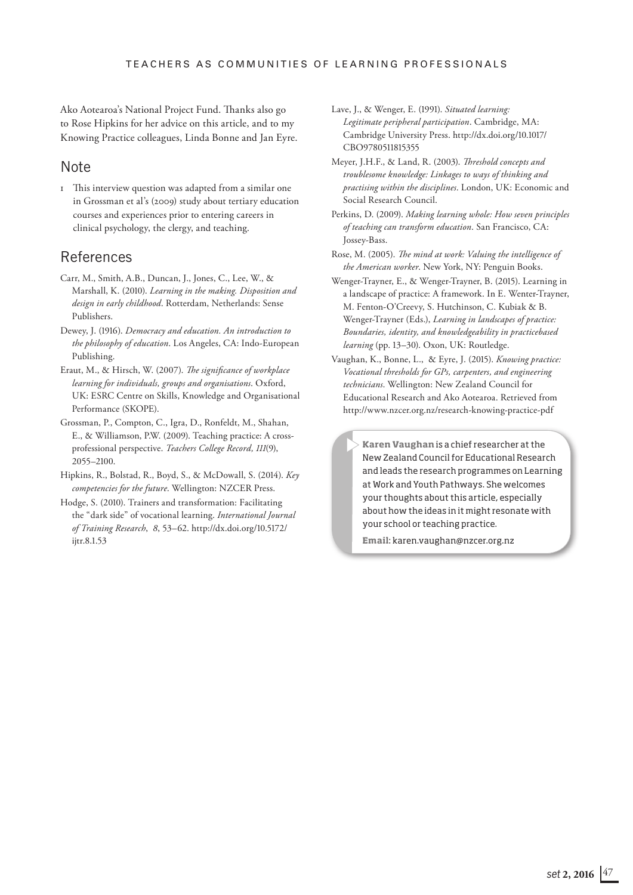Ako Aotearoa's National Project Fund. Thanks also go to Rose Hipkins for her advice on this article, and to my Knowing Practice colleagues, Linda Bonne and Jan Eyre.

## Note

1 This interview question was adapted from a similar one in Grossman et al's (2009) study about tertiary education courses and experiences prior to entering careers in clinical psychology, the clergy, and teaching.

## References

Carr, M., Smith, A.B., Duncan, J., Jones, C., Lee, W., & Marshall, K. (2010). *Learning in the making. Disposition and design in early childhood*. Rotterdam, Netherlands: Sense Publishers.

Dewey, J. (1916). *Democracy and education. An introduction to the philosophy of education*. Los Angeles, CA: Indo-European Publishing.

Eraut, M., & Hirsch, W. (2007). *The significance of workplace learning for individuals, groups and organisations*. Oxford, UK: ESRC Centre on Skills, Knowledge and Organisational Performance (SKOPE).

Grossman, P., Compton, C., Igra, D., Ronfeldt, M., Shahan, E., & Williamson, P.W. (2009). Teaching practice: A cross-professional perspective. *Teachers College Record, 111*(9), 2055–2100.

Hipkins, R., Bolstad, R., Boyd, S., & McDowall, S. (2014). *Key competencies for the future*. Wellington: NZCER Press.

Hodge, S. (2010). Trainers and transformation: Facilitating the "dark side" of vocational learning. *International Journal of Training Research*, *8*, 53–62. http://dx.doi.org/10.5172/ijtr.8.1.53

Lave, J., & Wenger, E. (1991). *Situated learning: Legitimate peripheral participation*. Cambridge, MA: Cambridge University Press. http://dx.doi.org/10.1017/CBO9780511815355

Meyer, J.H.F., & Land, R. (2003). *Threshold concepts and troublesome knowledge: Linkages to ways of thinking and practising within the disciplines*. London, UK: Economic and Social Research Council.

Perkins, D. (2009). *Making learning whole: How seven principles of teaching can transform education*. San Francisco, CA: Jossey-Bass.

Rose, M. (2005). *The mind at work: Valuing the intelligence of the American worker*. New York, NY: Penguin Books.

Wenger-Trayner, E., & Wenger-Trayner, B. (2015). Learning in a landscape of practice: A framework. In E. Wenter-Trayner, M. Fenton-O'Creevy, S. Hutchinson, C. Kubiak & B. Wenger-Trayner (Eds.), *Learning in landscapes of practice: Boundaries, identity, and knowledgeability in practicebased learning* (pp. 13–30). Oxon, UK: Routledge.

Vaughan, K., Bonne, L., & Eyre, J. (2015). *Knowing practice: Vocational thresholds for GPs, carpenters, and engineering technicians*. Wellington: New Zealand Council for Educational Research and Ako Aotearoa. Retrieved from http://www.nzcer.org.nz/research-knowing-practice-pdf

**Karen Vaughan** is a chief researcher at the New Zealand Council for Educational Research and leads the research programmes on Learning at Work and Youth Pathways. She welcomes your thoughts about this article, especially about how the ideas in it might resonate with your school or teaching practice.

**Email**: karen.vaughan@nzcer.org.nz